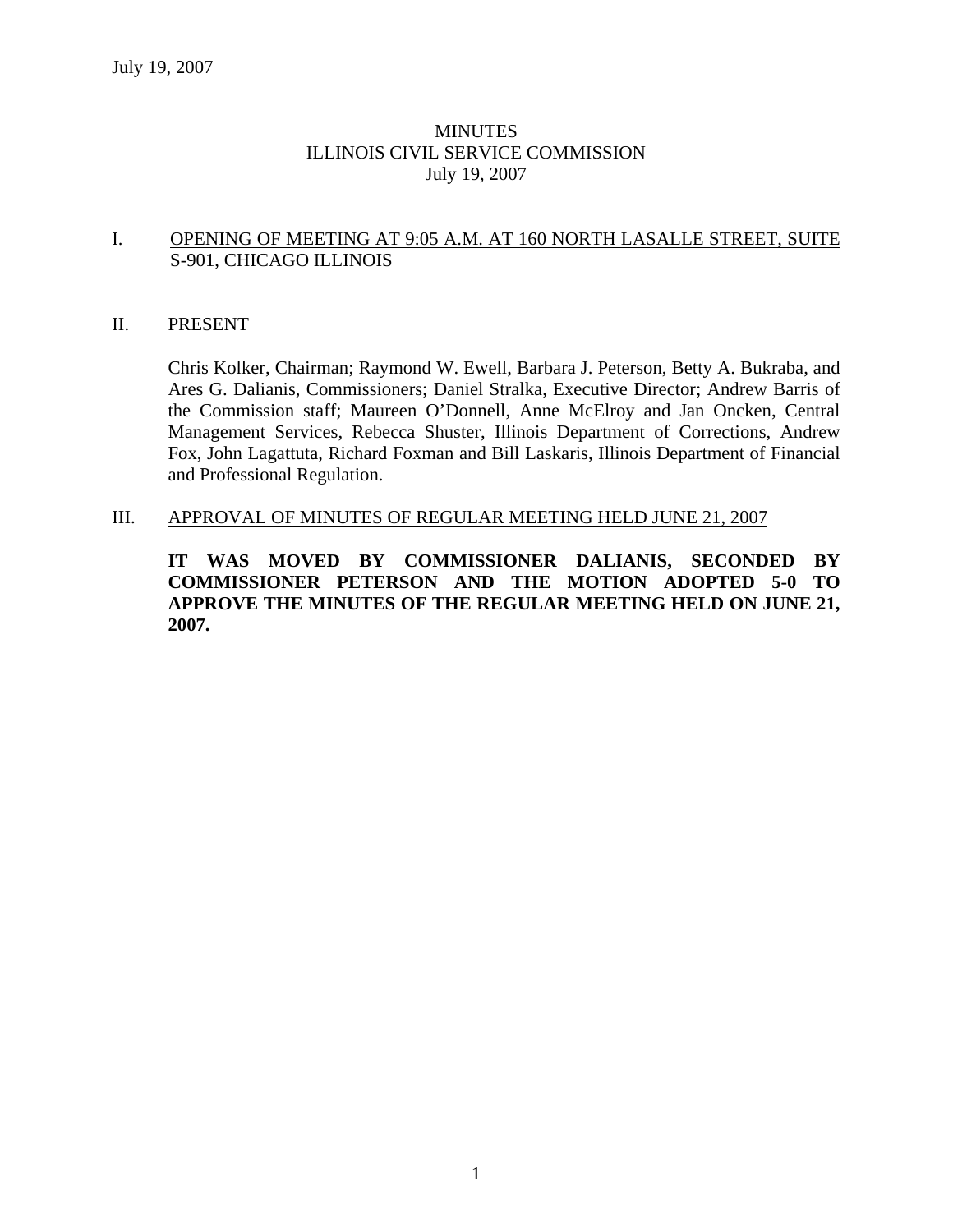# MINUTES
# ILLINOIS CIVIL SERVICE COMMISSION
# July 19, 2007

## I. OPENING OF MEETING AT 9:05 A.M. AT 160 NORTH LASALLE STREET, SUITE S-901, CHICAGO ILLINOIS

## II. PRESENT

Chris Kolker, Chairman; Raymond W. Ewell, Barbara J. Peterson, Betty A. Bukraba, and Ares G. Dalianis, Commissioners; Daniel Stralka, Executive Director; Andrew Barris of the Commission staff; Maureen O'Donnell, Anne McElroy and Jan Oncken, Central Management Services, Rebecca Shuster, Illinois Department of Corrections, Andrew Fox, John Lagattuta, Richard Foxman and Bill Laskaris, Illinois Department of Financial and Professional Regulation.

## III. APPROVAL OF MINUTES OF REGULAR MEETING HELD JUNE 21, 2007

**IT WAS MOVED BY COMMISSIONER DALIANIS, SECONDED BY COMMISSIONER PETERSON AND THE MOTION ADOPTED 5-0 TO APPROVE THE MINUTES OF THE REGULAR MEETING HELD ON JUNE 21, 2007.**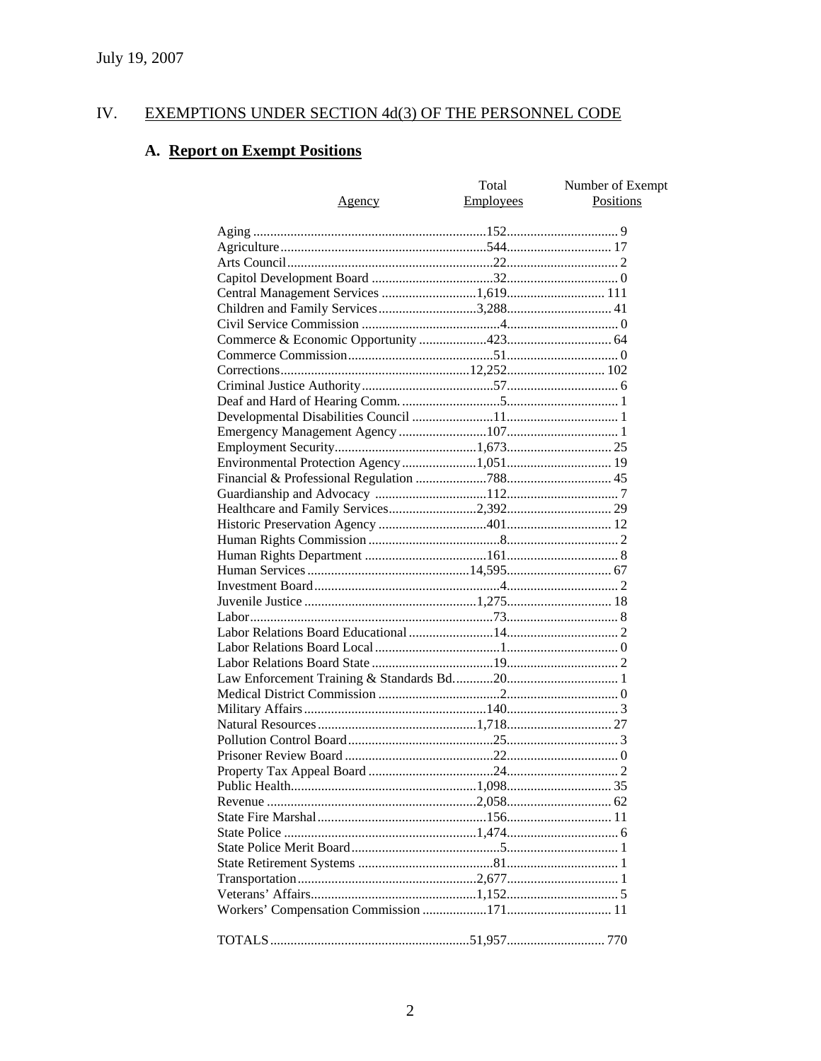July 19, 2007

## IV. EXEMPTIONS UNDER SECTION 4d(3) OF THE PERSONNEL CODE

### A. Report on Exempt Positions

| Agency | Total Employees | Number of Exempt Positions |
|---|---|---|
| Aging | 152 | 9 |
| Agriculture | 544 | 17 |
| Arts Council | 22 | 2 |
| Capitol Development Board | 32 | 0 |
| Central Management Services | 1,619 | 111 |
| Children and Family Services | 3,288 | 41 |
| Civil Service Commission | 4 | 0 |
| Commerce & Economic Opportunity | 423 | 64 |
| Commerce Commission | 51 | 0 |
| Corrections | 12,252 | 102 |
| Criminal Justice Authority | 57 | 6 |
| Deaf and Hard of Hearing Comm. | 5 | 1 |
| Developmental Disabilities Council | 11 | 1 |
| Emergency Management Agency | 107 | 1 |
| Employment Security | 1,673 | 25 |
| Environmental Protection Agency | 1,051 | 19 |
| Financial & Professional Regulation | 788 | 45 |
| Guardianship and Advocacy | 112 | 7 |
| Healthcare and Family Services | 2,392 | 29 |
| Historic Preservation Agency | 401 | 12 |
| Human Rights Commission | 8 | 2 |
| Human Rights Department | 161 | 8 |
| Human Services | 14,595 | 67 |
| Investment Board | 4 | 2 |
| Juvenile Justice | 1,275 | 18 |
| Labor | 73 | 8 |
| Labor Relations Board Educational | 14 | 2 |
| Labor Relations Board Local | 1 | 0 |
| Labor Relations Board State | 19 | 2 |
| Law Enforcement Training & Standards Bd. | 20 | 1 |
| Medical District Commission | 2 | 0 |
| Military Affairs | 140 | 3 |
| Natural Resources | 1,718 | 27 |
| Pollution Control Board | 25 | 3 |
| Prisoner Review Board | 22 | 0 |
| Property Tax Appeal Board | 24 | 2 |
| Public Health | 1,098 | 35 |
| Revenue | 2,058 | 62 |
| State Fire Marshal | 156 | 11 |
| State Police | 1,474 | 6 |
| State Police Merit Board | 5 | 1 |
| State Retirement Systems | 81 | 1 |
| Transportation | 2,677 | 1 |
| Veterans' Affairs | 1,152 | 5 |
| Workers' Compensation Commission | 171 | 11 |
| TOTALS | 51,957 | 770 |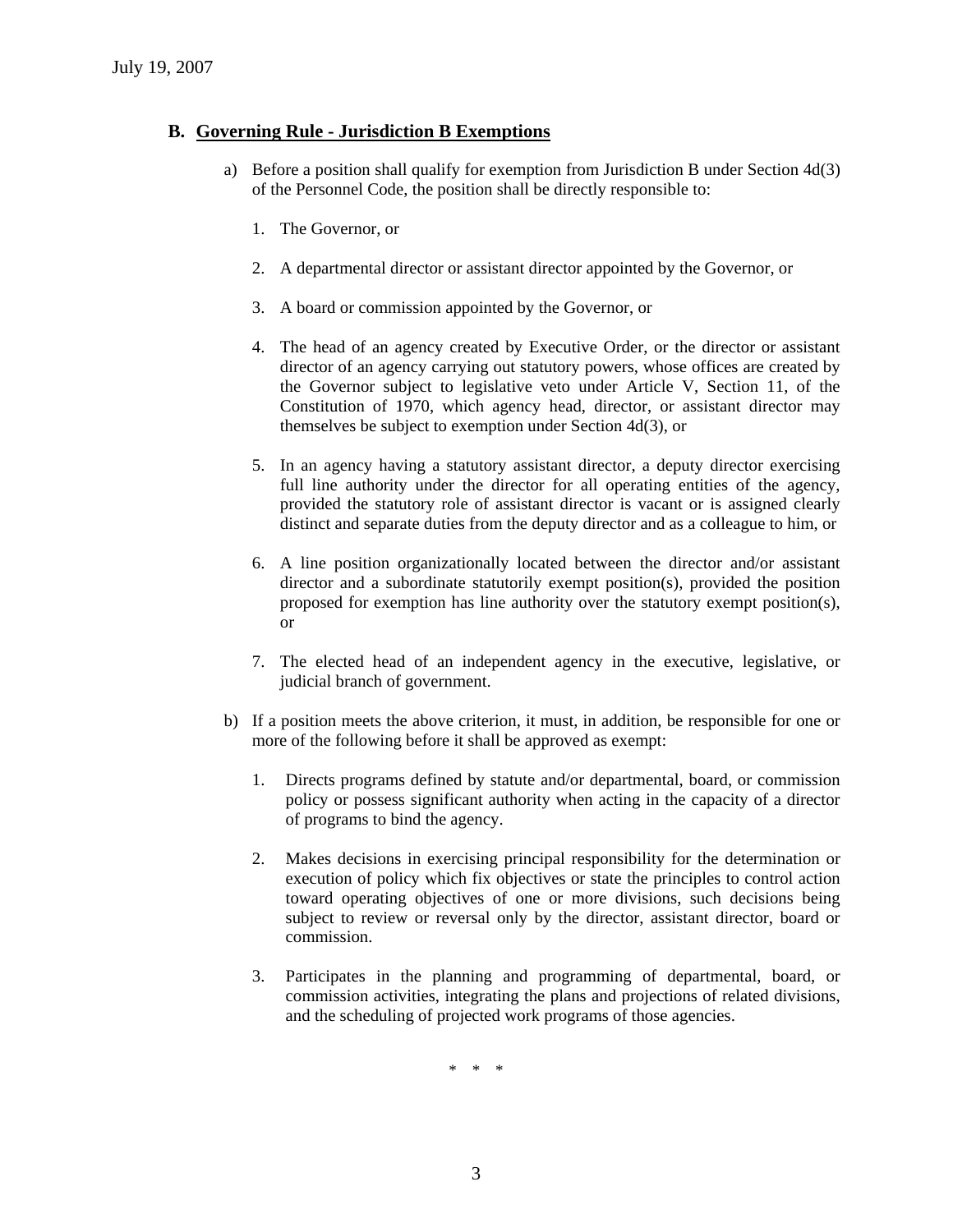## B. Governing Rule - Jurisdiction B Exemptions

a) Before a position shall qualify for exemption from Jurisdiction B under Section 4d(3) of the Personnel Code, the position shall be directly responsible to:

1. The Governor, or

2. A departmental director or assistant director appointed by the Governor, or

3. A board or commission appointed by the Governor, or

4. The head of an agency created by Executive Order, or the director or assistant director of an agency carrying out statutory powers, whose offices are created by the Governor subject to legislative veto under Article V, Section 11, of the Constitution of 1970, which agency head, director, or assistant director may themselves be subject to exemption under Section 4d(3), or

5. In an agency having a statutory assistant director, a deputy director exercising full line authority under the director for all operating entities of the agency, provided the statutory role of assistant director is vacant or is assigned clearly distinct and separate duties from the deputy director and as a colleague to him, or

6. A line position organizationally located between the director and/or assistant director and a subordinate statutorily exempt position(s), provided the position proposed for exemption has line authority over the statutory exempt position(s), or

7. The elected head of an independent agency in the executive, legislative, or judicial branch of government.

b) If a position meets the above criterion, it must, in addition, be responsible for one or more of the following before it shall be approved as exempt:

1. Directs programs defined by statute and/or departmental, board, or commission policy or possess significant authority when acting in the capacity of a director of programs to bind the agency.

2. Makes decisions in exercising principal responsibility for the determination or execution of policy which fix objectives or state the principles to control action toward operating objectives of one or more divisions, such decisions being subject to review or reversal only by the director, assistant director, board or commission.

3. Participates in the planning and programming of departmental, board, or commission activities, integrating the plans and projections of related divisions, and the scheduling of projected work programs of those agencies.

\* \* \*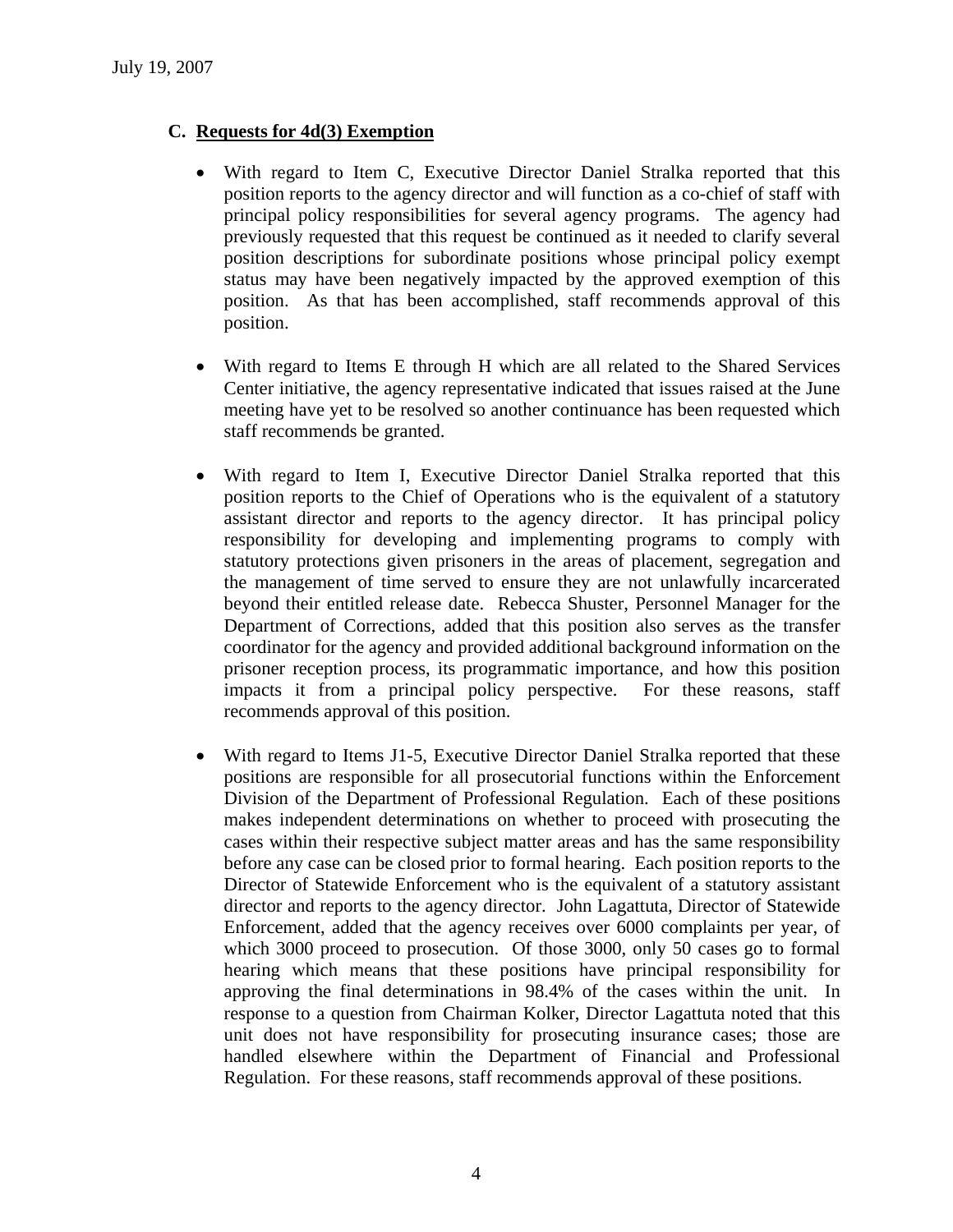### C. Requests for 4d(3) Exemption

- With regard to Item C, Executive Director Daniel Stralka reported that this position reports to the agency director and will function as a co-chief of staff with principal policy responsibilities for several agency programs. The agency had previously requested that this request be continued as it needed to clarify several position descriptions for subordinate positions whose principal policy exempt status may have been negatively impacted by the approved exemption of this position. As that has been accomplished, staff recommends approval of this position.

- With regard to Items E through H which are all related to the Shared Services Center initiative, the agency representative indicated that issues raised at the June meeting have yet to be resolved so another continuance has been requested which staff recommends be granted.

- With regard to Item I, Executive Director Daniel Stralka reported that this position reports to the Chief of Operations who is the equivalent of a statutory assistant director and reports to the agency director. It has principal policy responsibility for developing and implementing programs to comply with statutory protections given prisoners in the areas of placement, segregation and the management of time served to ensure they are not unlawfully incarcerated beyond their entitled release date. Rebecca Shuster, Personnel Manager for the Department of Corrections, added that this position also serves as the transfer coordinator for the agency and provided additional background information on the prisoner reception process, its programmatic importance, and how this position impacts it from a principal policy perspective. For these reasons, staff recommends approval of this position.

- With regard to Items J1-5, Executive Director Daniel Stralka reported that these positions are responsible for all prosecutorial functions within the Enforcement Division of the Department of Professional Regulation. Each of these positions makes independent determinations on whether to proceed with prosecuting the cases within their respective subject matter areas and has the same responsibility before any case can be closed prior to formal hearing. Each position reports to the Director of Statewide Enforcement who is the equivalent of a statutory assistant director and reports to the agency director. John Lagattuta, Director of Statewide Enforcement, added that the agency receives over 6000 complaints per year, of which 3000 proceed to prosecution. Of those 3000, only 50 cases go to formal hearing which means that these positions have principal responsibility for approving the final determinations in 98.4% of the cases within the unit. In response to a question from Chairman Kolker, Director Lagattuta noted that this unit does not have responsibility for prosecuting insurance cases; those are handled elsewhere within the Department of Financial and Professional Regulation. For these reasons, staff recommends approval of these positions.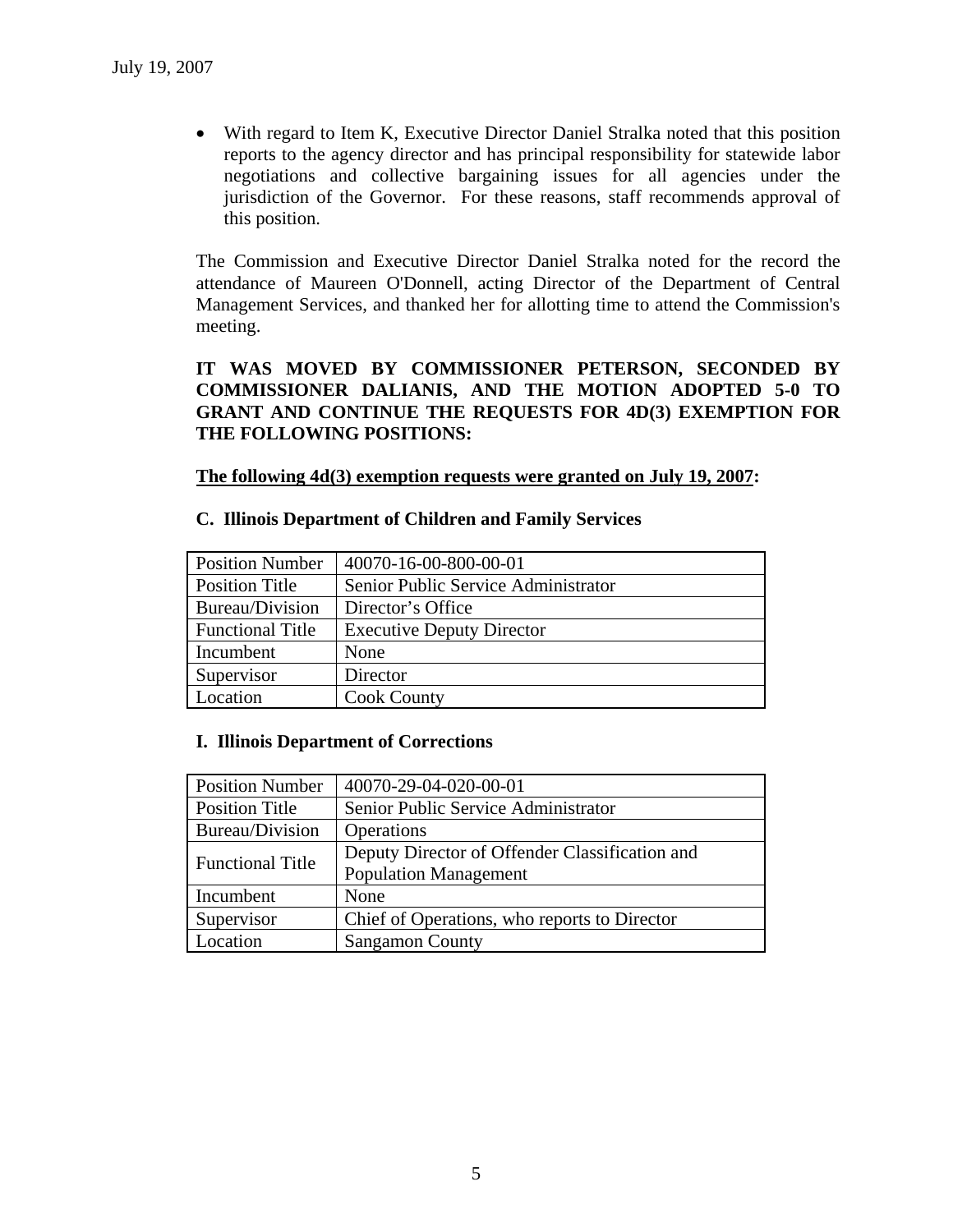- With regard to Item K, Executive Director Daniel Stralka noted that this position reports to the agency director and has principal responsibility for statewide labor negotiations and collective bargaining issues for all agencies under the jurisdiction of the Governor. For these reasons, staff recommends approval of this position.

The Commission and Executive Director Daniel Stralka noted for the record the attendance of Maureen O'Donnell, acting Director of the Department of Central Management Services, and thanked her for allotting time to attend the Commission's meeting.

**IT WAS MOVED BY COMMISSIONER PETERSON, SECONDED BY COMMISSIONER DALIANIS, AND THE MOTION ADOPTED 5-0 TO GRANT AND CONTINUE THE REQUESTS FOR 4D(3) EXEMPTION FOR THE FOLLOWING POSITIONS:**

**The following 4d(3) exemption requests were granted on July 19, 2007:**

**C. Illinois Department of Children and Family Services**

| Position Number | 40070-16-00-800-00-01 |
|---|---|
| Position Title | Senior Public Service Administrator |
| Bureau/Division | Director's Office |
| Functional Title | Executive Deputy Director |
| Incumbent | None |
| Supervisor | Director |
| Location | Cook County |

**I. Illinois Department of Corrections**

| Position Number | 40070-29-04-020-00-01 |
|---|---|
| Position Title | Senior Public Service Administrator |
| Bureau/Division | Operations |
| Functional Title | Deputy Director of Offender Classification and Population Management |
| Incumbent | None |
| Supervisor | Chief of Operations, who reports to Director |
| Location | Sangamon County |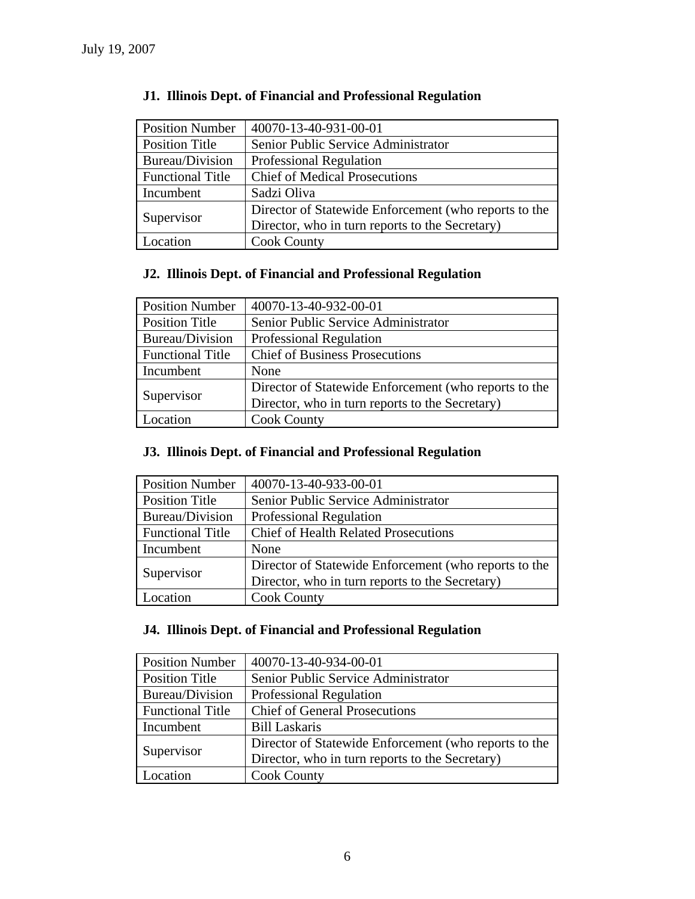July 19, 2007

### J1. Illinois Dept. of Financial and Professional Regulation

| Position Number | 40070-13-40-931-00-01 |
|---|---|
| Position Title | Senior Public Service Administrator |
| Bureau/Division | Professional Regulation |
| Functional Title | Chief of Medical Prosecutions |
| Incumbent | Sadzi Oliva |
| Supervisor | Director of Statewide Enforcement (who reports to the Director, who in turn reports to the Secretary) |
| Location | Cook County |

### J2. Illinois Dept. of Financial and Professional Regulation

| Position Number | 40070-13-40-932-00-01 |
|---|---|
| Position Title | Senior Public Service Administrator |
| Bureau/Division | Professional Regulation |
| Functional Title | Chief of Business Prosecutions |
| Incumbent | None |
| Supervisor | Director of Statewide Enforcement (who reports to the Director, who in turn reports to the Secretary) |
| Location | Cook County |

### J3. Illinois Dept. of Financial and Professional Regulation

| Position Number | 40070-13-40-933-00-01 |
|---|---|
| Position Title | Senior Public Service Administrator |
| Bureau/Division | Professional Regulation |
| Functional Title | Chief of Health Related Prosecutions |
| Incumbent | None |
| Supervisor | Director of Statewide Enforcement (who reports to the Director, who in turn reports to the Secretary) |
| Location | Cook County |

### J4. Illinois Dept. of Financial and Professional Regulation

| Position Number | 40070-13-40-934-00-01 |
|---|---|
| Position Title | Senior Public Service Administrator |
| Bureau/Division | Professional Regulation |
| Functional Title | Chief of General Prosecutions |
| Incumbent | Bill Laskaris |
| Supervisor | Director of Statewide Enforcement (who reports to the Director, who in turn reports to the Secretary) |
| Location | Cook County |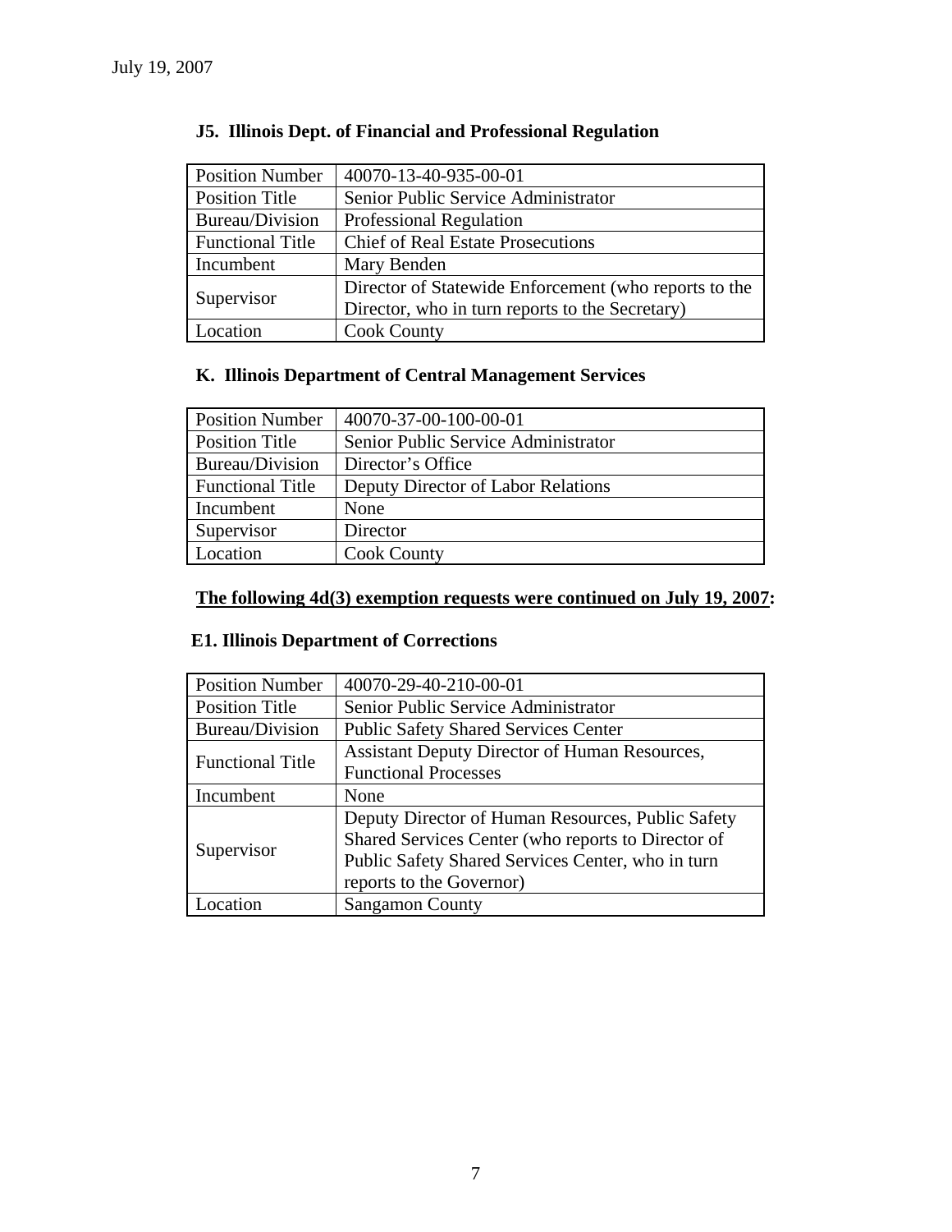July 19, 2007

### J5. Illinois Dept. of Financial and Professional Regulation

| Position Number | 40070-13-40-935-00-01 |
|---|---|
| Position Title | Senior Public Service Administrator |
| Bureau/Division | Professional Regulation |
| Functional Title | Chief of Real Estate Prosecutions |
| Incumbent | Mary Benden |
| Supervisor | Director of Statewide Enforcement (who reports to the Director, who in turn reports to the Secretary) |
| Location | Cook County |

### K. Illinois Department of Central Management Services

| Position Number | 40070-37-00-100-00-01 |
|---|---|
| Position Title | Senior Public Service Administrator |
| Bureau/Division | Director's Office |
| Functional Title | Deputy Director of Labor Relations |
| Incumbent | None |
| Supervisor | Director |
| Location | Cook County |

**The following 4d(3) exemption requests were continued on July 19, 2007:**

### E1. Illinois Department of Corrections

| Position Number | 40070-29-40-210-00-01 |
|---|---|
| Position Title | Senior Public Service Administrator |
| Bureau/Division | Public Safety Shared Services Center |
| Functional Title | Assistant Deputy Director of Human Resources, Functional Processes |
| Incumbent | None |
| Supervisor | Deputy Director of Human Resources, Public Safety Shared Services Center (who reports to Director of Public Safety Shared Services Center, who in turn reports to the Governor) |
| Location | Sangamon County |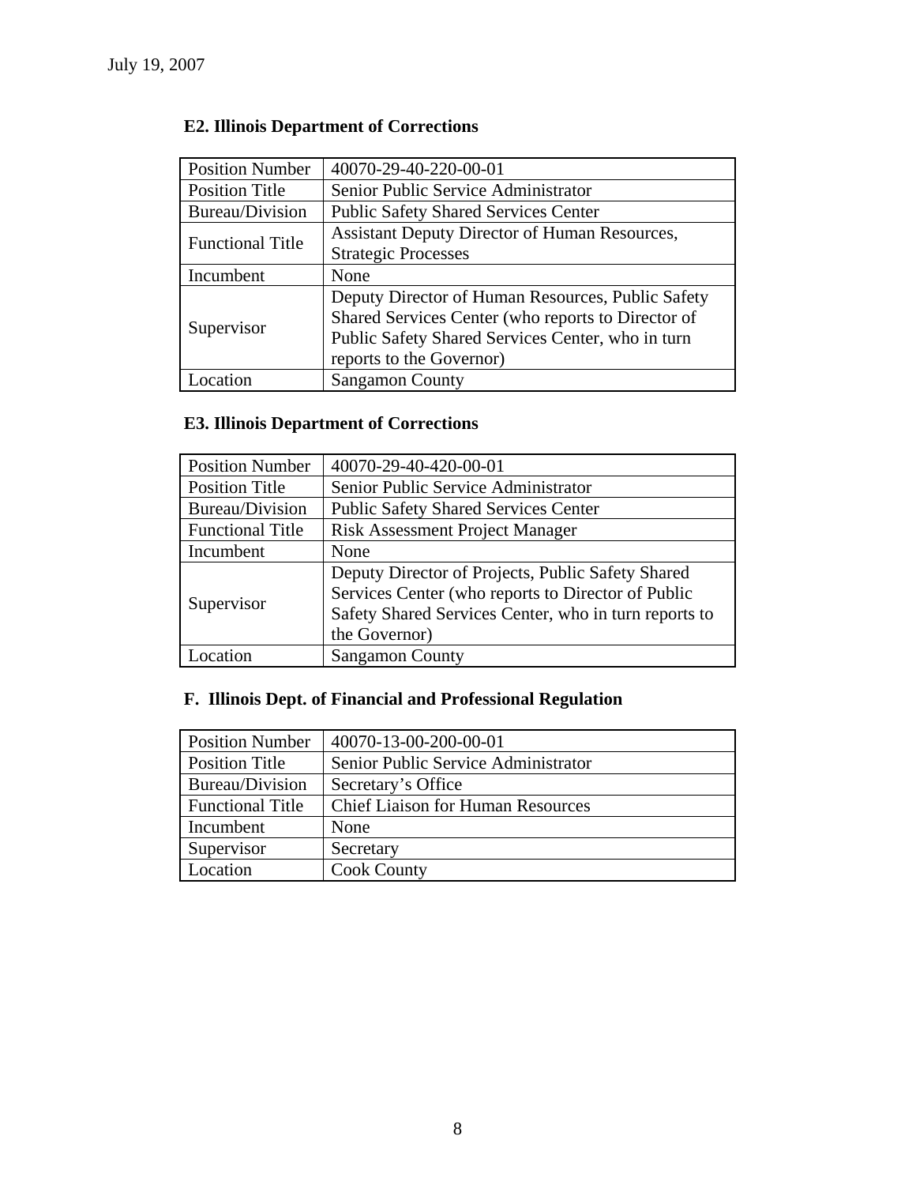July 19, 2007

**E2. Illinois Department of Corrections**

| | |
|---|---|
| Position Number | 40070-29-40-220-00-01 |
| Position Title | Senior Public Service Administrator |
| Bureau/Division | Public Safety Shared Services Center |
| Functional Title | Assistant Deputy Director of Human Resources, Strategic Processes |
| Incumbent | None |
| Supervisor | Deputy Director of Human Resources, Public Safety Shared Services Center (who reports to Director of Public Safety Shared Services Center, who in turn reports to the Governor) |
| Location | Sangamon County |

**E3. Illinois Department of Corrections**

| | |
|---|---|
| Position Number | 40070-29-40-420-00-01 |
| Position Title | Senior Public Service Administrator |
| Bureau/Division | Public Safety Shared Services Center |
| Functional Title | Risk Assessment Project Manager |
| Incumbent | None |
| Supervisor | Deputy Director of Projects, Public Safety Shared Services Center (who reports to Director of Public Safety Shared Services Center, who in turn reports to the Governor) |
| Location | Sangamon County |

**F. Illinois Dept. of Financial and Professional Regulation**

| | |
|---|---|
| Position Number | 40070-13-00-200-00-01 |
| Position Title | Senior Public Service Administrator |
| Bureau/Division | Secretary's Office |
| Functional Title | Chief Liaison for Human Resources |
| Incumbent | None |
| Supervisor | Secretary |
| Location | Cook County |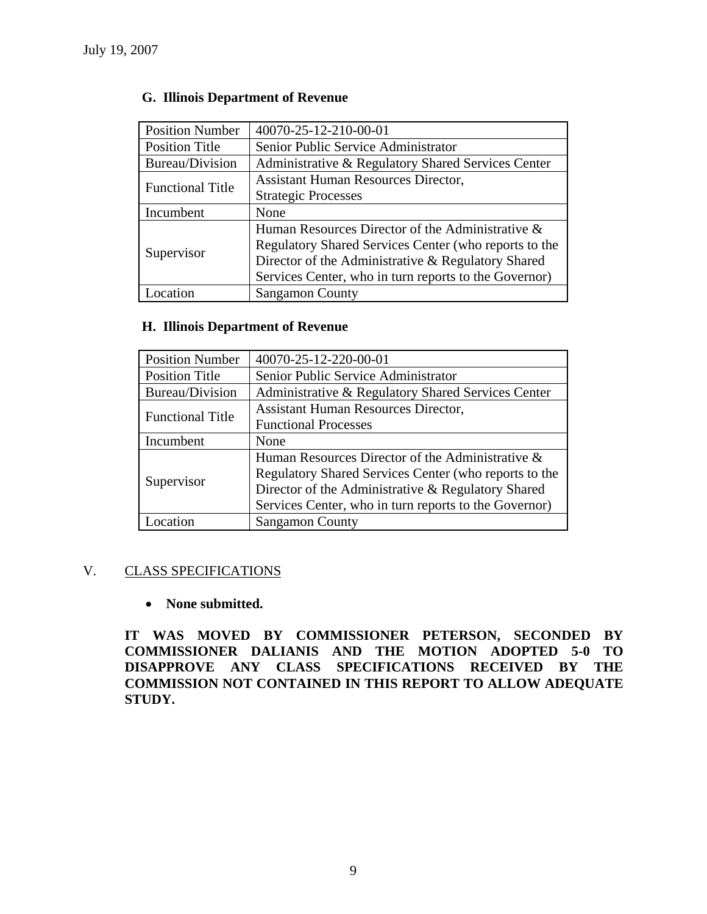### G. Illinois Department of Revenue

| Position Number | 40070-25-12-210-00-01 |
|---|---|
| Position Title | Senior Public Service Administrator |
| Bureau/Division | Administrative & Regulatory Shared Services Center |
| Functional Title | Assistant Human Resources Director, Strategic Processes |
| Incumbent | None |
| Supervisor | Human Resources Director of the Administrative & Regulatory Shared Services Center (who reports to the Director of the Administrative & Regulatory Shared Services Center, who in turn reports to the Governor) |
| Location | Sangamon County |

### H. Illinois Department of Revenue

| Position Number | 40070-25-12-220-00-01 |
|---|---|
| Position Title | Senior Public Service Administrator |
| Bureau/Division | Administrative & Regulatory Shared Services Center |
| Functional Title | Assistant Human Resources Director, Functional Processes |
| Incumbent | None |
| Supervisor | Human Resources Director of the Administrative & Regulatory Shared Services Center (who reports to the Director of the Administrative & Regulatory Shared Services Center, who in turn reports to the Governor) |
| Location | Sangamon County |

## V. CLASS SPECIFICATIONS

- **None submitted.**

**IT WAS MOVED BY COMMISSIONER PETERSON, SECONDED BY COMMISSIONER DALIANIS AND THE MOTION ADOPTED 5-0 TO DISAPPROVE ANY CLASS SPECIFICATIONS RECEIVED BY THE COMMISSION NOT CONTAINED IN THIS REPORT TO ALLOW ADEQUATE STUDY.**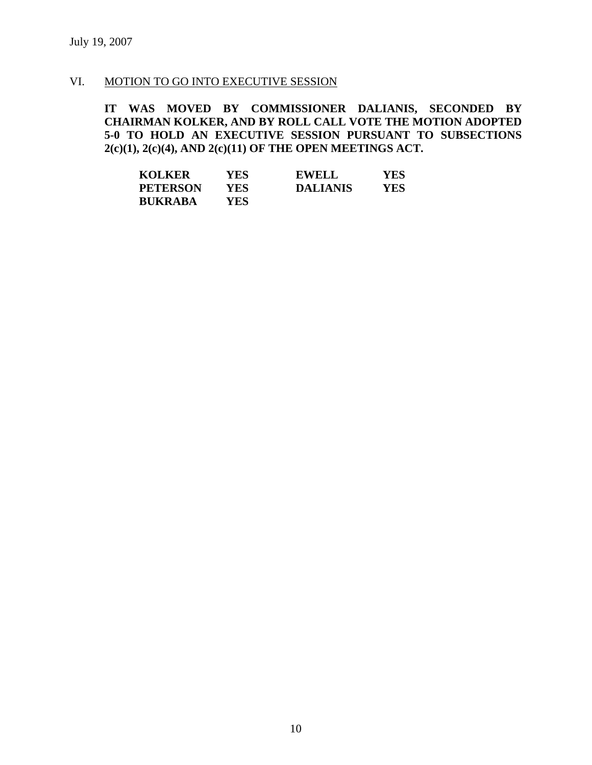July 19, 2007

VI. MOTION TO GO INTO EXECUTIVE SESSION

**IT WAS MOVED BY COMMISSIONER DALIANIS, SECONDED BY CHAIRMAN KOLKER, AND BY ROLL CALL VOTE THE MOTION ADOPTED 5-0 TO HOLD AN EXECUTIVE SESSION PURSUANT TO SUBSECTIONS 2(c)(1), 2(c)(4), AND 2(c)(11) OF THE OPEN MEETINGS ACT.**

| | | | |
|---|---|---|---|
| **KOLKER** | **YES** | **EWELL** | **YES** |
| **PETERSON** | **YES** | **DALIANIS** | **YES** |
| **BUKRABA** | **YES** | | |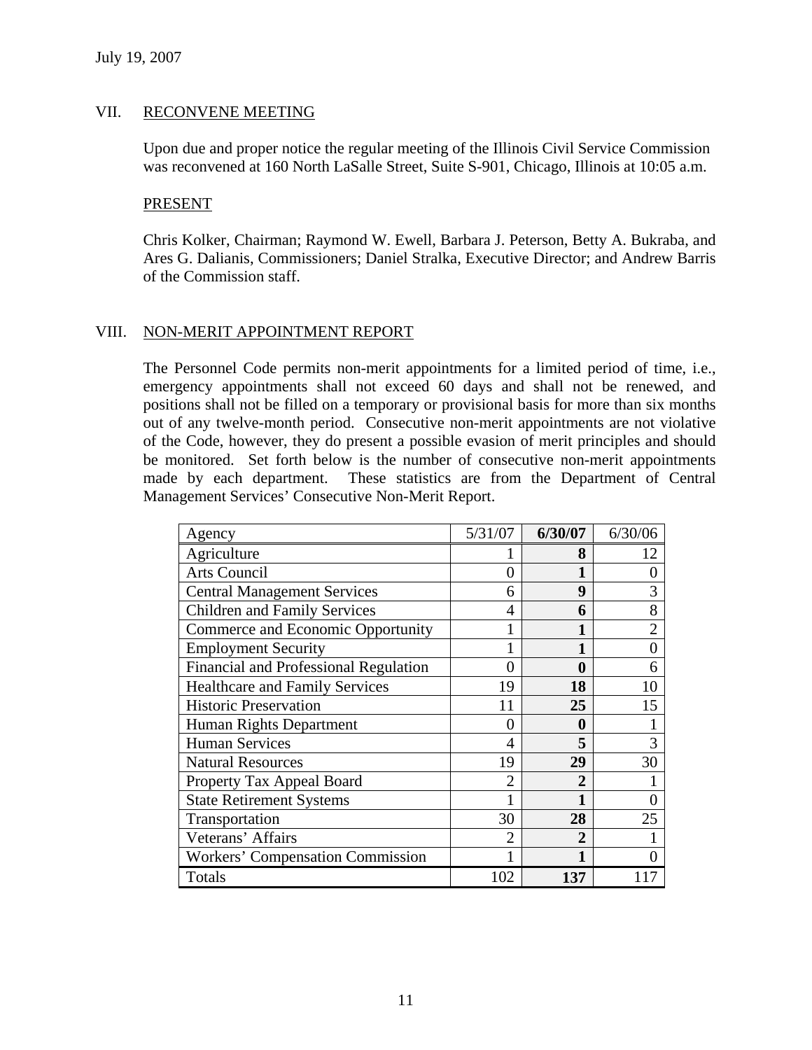July 19, 2007

## VII. RECONVENE MEETING

Upon due and proper notice the regular meeting of the Illinois Civil Service Commission was reconvened at 160 North LaSalle Street, Suite S-901, Chicago, Illinois at 10:05 a.m.

### PRESENT

Chris Kolker, Chairman; Raymond W. Ewell, Barbara J. Peterson, Betty A. Bukraba, and Ares G. Dalianis, Commissioners; Daniel Stralka, Executive Director; and Andrew Barris of the Commission staff.

## VIII. NON-MERIT APPOINTMENT REPORT

The Personnel Code permits non-merit appointments for a limited period of time, i.e., emergency appointments shall not exceed 60 days and shall not be renewed, and positions shall not be filled on a temporary or provisional basis for more than six months out of any twelve-month period. Consecutive non-merit appointments are not violative of the Code, however, they do present a possible evasion of merit principles and should be monitored. Set forth below is the number of consecutive non-merit appointments made by each department. These statistics are from the Department of Central Management Services' Consecutive Non-Merit Report.

| Agency | 5/31/07 | **6/30/07** | 6/30/06 |
|---|---|---|---|
| Agriculture | 1 | **8** | 12 |
| Arts Council | 0 | **1** | 0 |
| Central Management Services | 6 | **9** | 3 |
| Children and Family Services | 4 | **6** | 8 |
| Commerce and Economic Opportunity | 1 | **1** | 2 |
| Employment Security | 1 | **1** | 0 |
| Financial and Professional Regulation | 0 | **0** | 6 |
| Healthcare and Family Services | 19 | **18** | 10 |
| Historic Preservation | 11 | **25** | 15 |
| Human Rights Department | 0 | **0** | 1 |
| Human Services | 4 | **5** | 3 |
| Natural Resources | 19 | **29** | 30 |
| Property Tax Appeal Board | 2 | **2** | 1 |
| State Retirement Systems | 1 | **1** | 0 |
| Transportation | 30 | **28** | 25 |
| Veterans' Affairs | 2 | **2** | 1 |
| Workers' Compensation Commission | 1 | **1** | 0 |
| Totals | 102 | **137** | 117 |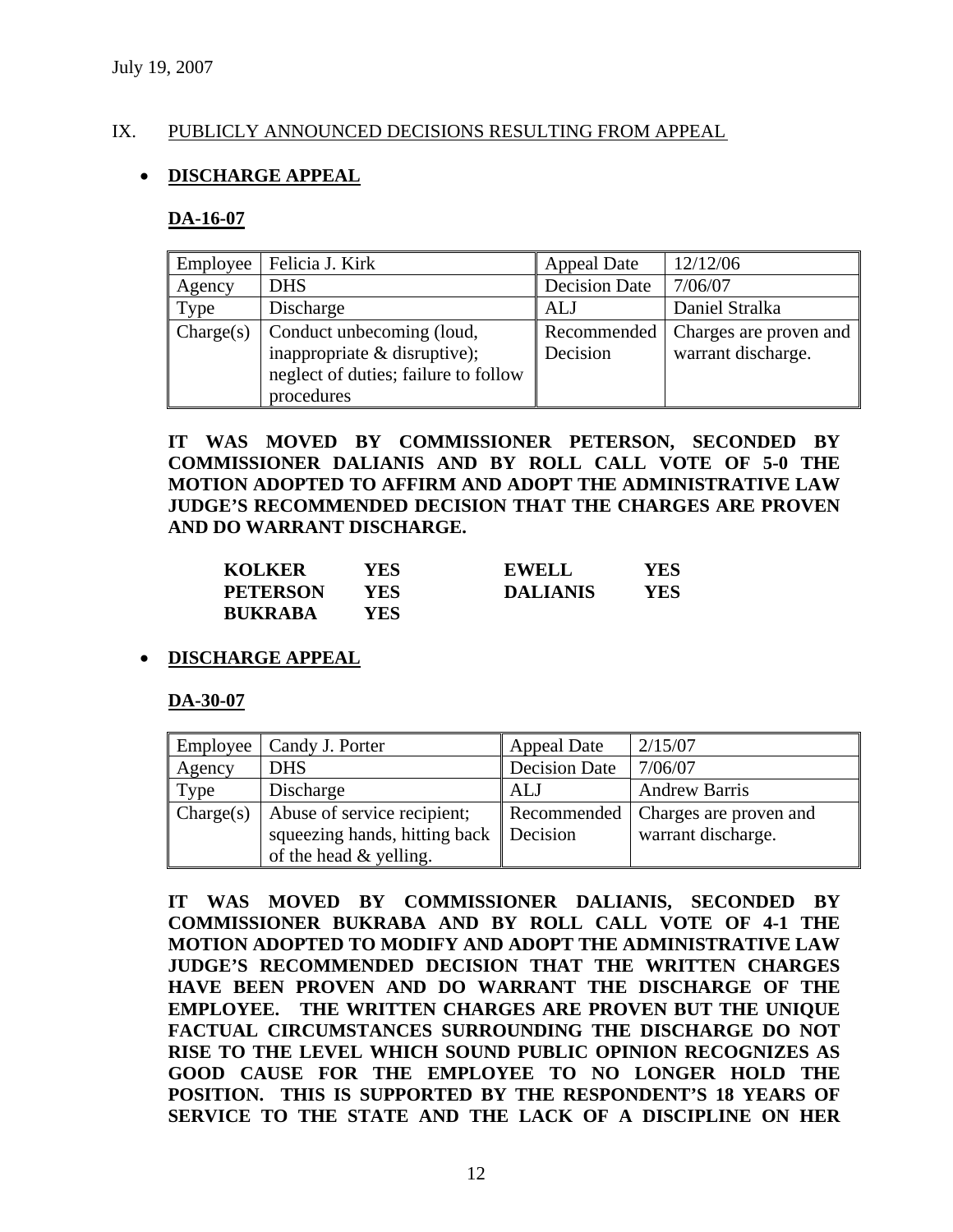July 19, 2007

## IX. PUBLICLY ANNOUNCED DECISIONS RESULTING FROM APPEAL

- **DISCHARGE APPEAL**

**DA-16-07**

| Employee | Felicia J. Kirk | Appeal Date | 12/12/06 |
|---|---|---|---|
| Agency | DHS | Decision Date | 7/06/07 |
| Type | Discharge | ALJ | Daniel Stralka |
| Charge(s) | Conduct unbecoming (loud, inappropriate & disruptive); neglect of duties; failure to follow procedures | Recommended Decision | Charges are proven and warrant discharge. |

**IT WAS MOVED BY COMMISSIONER PETERSON, SECONDED BY COMMISSIONER DALIANIS AND BY ROLL CALL VOTE OF 5-0 THE MOTION ADOPTED TO AFFIRM AND ADOPT THE ADMINISTRATIVE LAW JUDGE'S RECOMMENDED DECISION THAT THE CHARGES ARE PROVEN AND DO WARRANT DISCHARGE.**

| | | | |
|---|---|---|---|
| **KOLKER** | **YES** | **EWELL** | **YES** |
| **PETERSON** | **YES** | **DALIANIS** | **YES** |
| **BUKRABA** | **YES** | | |

- **DISCHARGE APPEAL**

**DA-30-07**

| Employee | Candy J. Porter | Appeal Date | 2/15/07 |
|---|---|---|---|
| Agency | DHS | Decision Date | 7/06/07 |
| Type | Discharge | ALJ | Andrew Barris |
| Charge(s) | Abuse of service recipient; squeezing hands, hitting back of the head & yelling. | Recommended Decision | Charges are proven and warrant discharge. |

**IT WAS MOVED BY COMMISSIONER DALIANIS, SECONDED BY COMMISSIONER BUKRABA AND BY ROLL CALL VOTE OF 4-1 THE MOTION ADOPTED TO MODIFY AND ADOPT THE ADMINISTRATIVE LAW JUDGE'S RECOMMENDED DECISION THAT THE WRITTEN CHARGES HAVE BEEN PROVEN AND DO WARRANT THE DISCHARGE OF THE EMPLOYEE. THE WRITTEN CHARGES ARE PROVEN BUT THE UNIQUE FACTUAL CIRCUMSTANCES SURROUNDING THE DISCHARGE DO NOT RISE TO THE LEVEL WHICH SOUND PUBLIC OPINION RECOGNIZES AS GOOD CAUSE FOR THE EMPLOYEE TO NO LONGER HOLD THE POSITION. THIS IS SUPPORTED BY THE RESPONDENT'S 18 YEARS OF SERVICE TO THE STATE AND THE LACK OF A DISCIPLINE ON HER**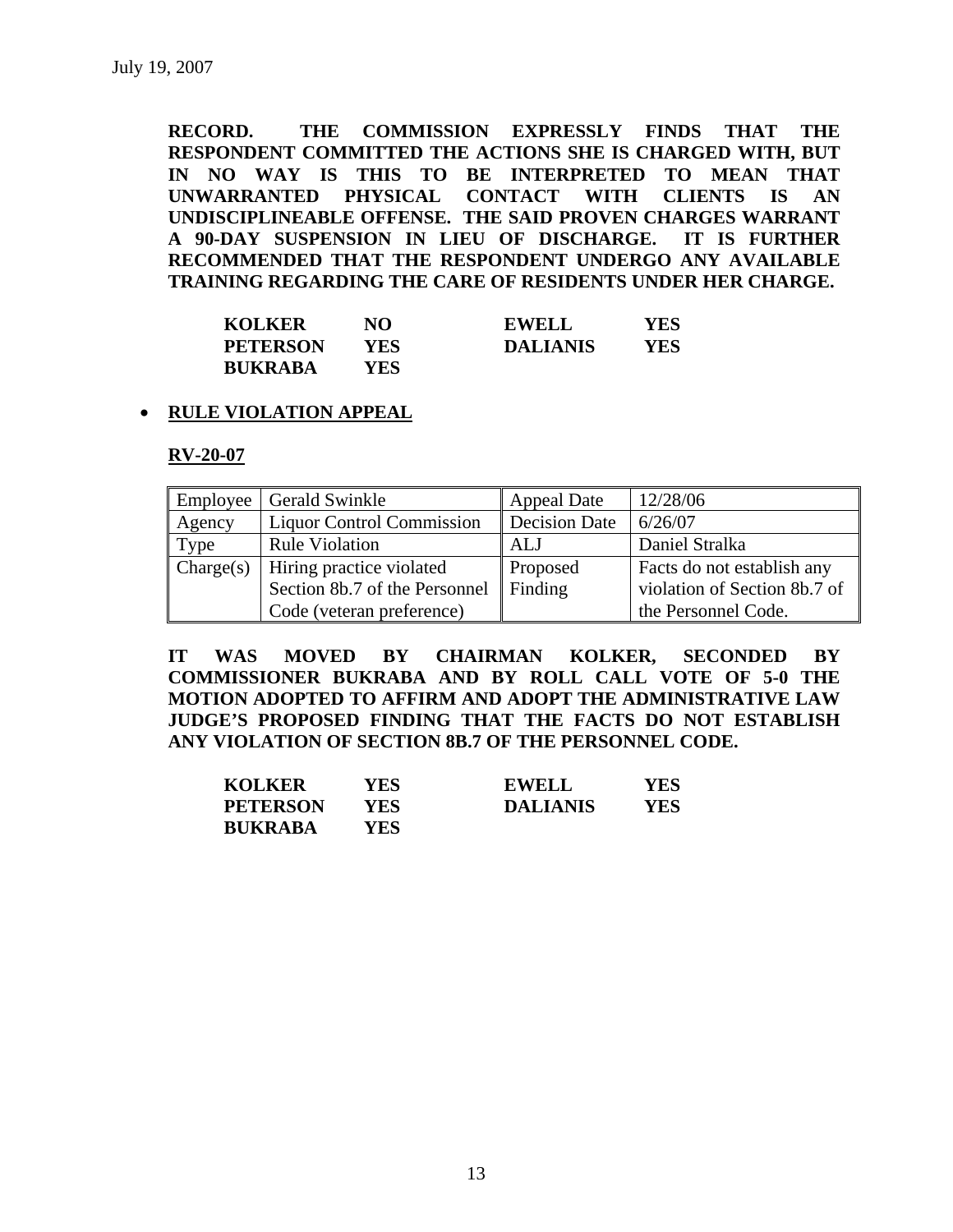**RECORD. THE COMMISSION EXPRESSLY FINDS THAT THE RESPONDENT COMMITTED THE ACTIONS SHE IS CHARGED WITH, BUT IN NO WAY IS THIS TO BE INTERPRETED TO MEAN THAT UNWARRANTED PHYSICAL CONTACT WITH CLIENTS IS AN UNDISCIPLINEABLE OFFENSE. THE SAID PROVEN CHARGES WARRANT A 90-DAY SUSPENSION IN LIEU OF DISCHARGE. IT IS FURTHER RECOMMENDED THAT THE RESPONDENT UNDERGO ANY AVAILABLE TRAINING REGARDING THE CARE OF RESIDENTS UNDER HER CHARGE.**

| | | | |
|---|---|---|---|
| **KOLKER** | **NO** | **EWELL** | **YES** |
| **PETERSON** | **YES** | **DALIANIS** | **YES** |
| **BUKRABA** | **YES** | | |

- **RULE VIOLATION APPEAL**

**RV-20-07**

| Employee | Gerald Swinkle | Appeal Date | 12/28/06 |
|---|---|---|---|
| Agency | Liquor Control Commission | Decision Date | 6/26/07 |
| Type | Rule Violation | ALJ | Daniel Stralka |
| Charge(s) | Hiring practice violated Section 8b.7 of the Personnel Code (veteran preference) | Proposed Finding | Facts do not establish any violation of Section 8b.7 of the Personnel Code. |

**IT WAS MOVED BY CHAIRMAN KOLKER, SECONDED BY COMMISSIONER BUKRABA AND BY ROLL CALL VOTE OF 5-0 THE MOTION ADOPTED TO AFFIRM AND ADOPT THE ADMINISTRATIVE LAW JUDGE'S PROPOSED FINDING THAT THE FACTS DO NOT ESTABLISH ANY VIOLATION OF SECTION 8B.7 OF THE PERSONNEL CODE.**

| | | | |
|---|---|---|---|
| **KOLKER** | **YES** | **EWELL** | **YES** |
| **PETERSON** | **YES** | **DALIANIS** | **YES** |
| **BUKRABA** | **YES** | | |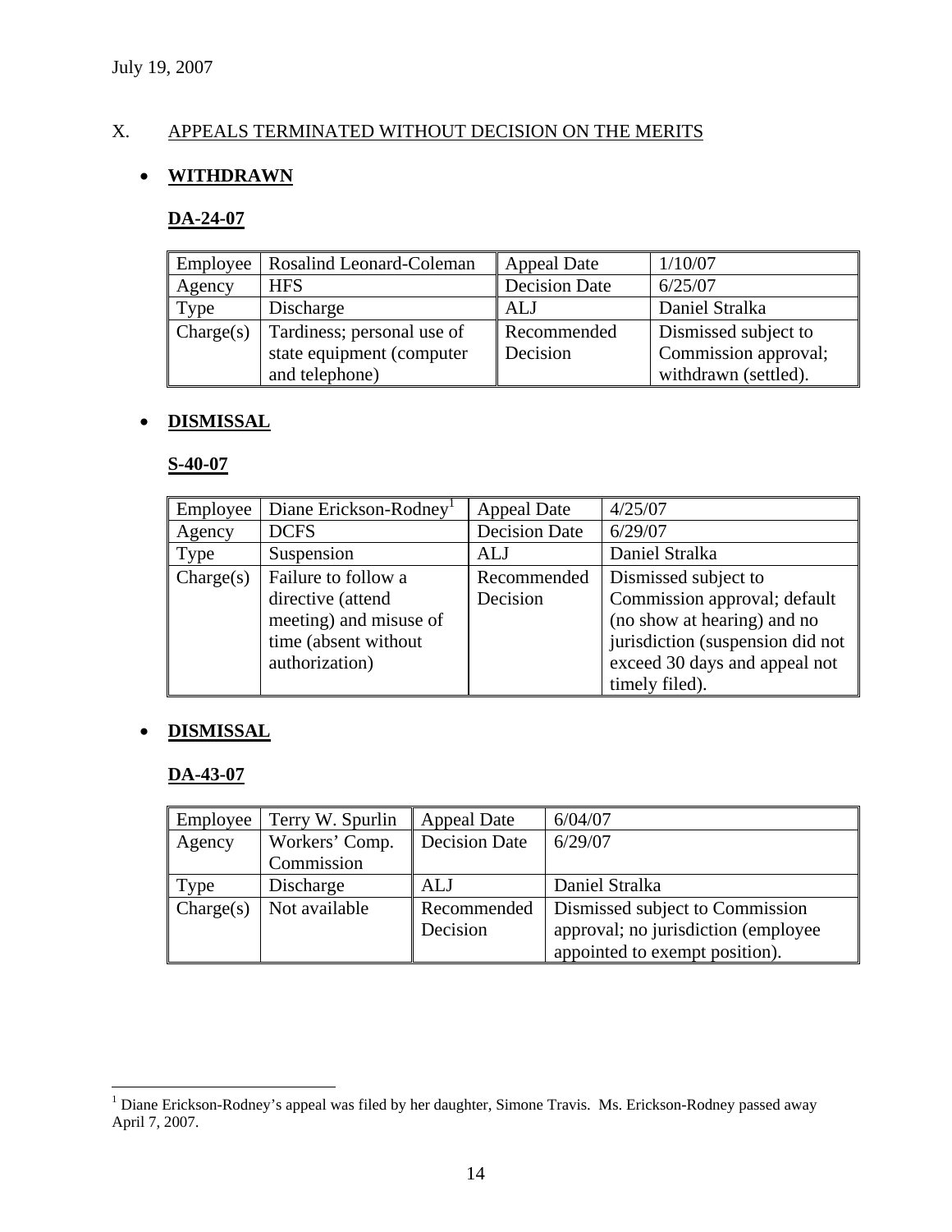July 19, 2007

## X. APPEALS TERMINATED WITHOUT DECISION ON THE MERITS

- **WITHDRAWN**

### DA-24-07

| Employee | Rosalind Leonard-Coleman | Appeal Date | 1/10/07 |
|---|---|---|---|
| Agency | HFS | Decision Date | 6/25/07 |
| Type | Discharge | ALJ | Daniel Stralka |
| Charge(s) | Tardiness; personal use of state equipment (computer and telephone) | Recommended Decision | Dismissed subject to Commission approval; withdrawn (settled). |

- **DISMISSAL**

### S-40-07

| Employee | Diane Erickson-Rodney[1] | Appeal Date | 4/25/07 |
|---|---|---|---|
| Agency | DCFS | Decision Date | 6/29/07 |
| Type | Suspension | ALJ | Daniel Stralka |
| Charge(s) | Failure to follow a directive (attend meeting) and misuse of time (absent without authorization) | Recommended Decision | Dismissed subject to Commission approval; default (no show at hearing) and no jurisdiction (suspension did not exceed 30 days and appeal not timely filed). |

- **DISMISSAL**

### DA-43-07

| Employee | Terry W. Spurlin | Appeal Date | 6/04/07 |
|---|---|---|---|
| Agency | Workers' Comp. Commission | Decision Date | 6/29/07 |
| Type | Discharge | ALJ | Daniel Stralka |
| Charge(s) | Not available | Recommended Decision | Dismissed subject to Commission approval; no jurisdiction (employee appointed to exempt position). |

[1] Diane Erickson-Rodney's appeal was filed by her daughter, Simone Travis. Ms. Erickson-Rodney passed away April 7, 2007.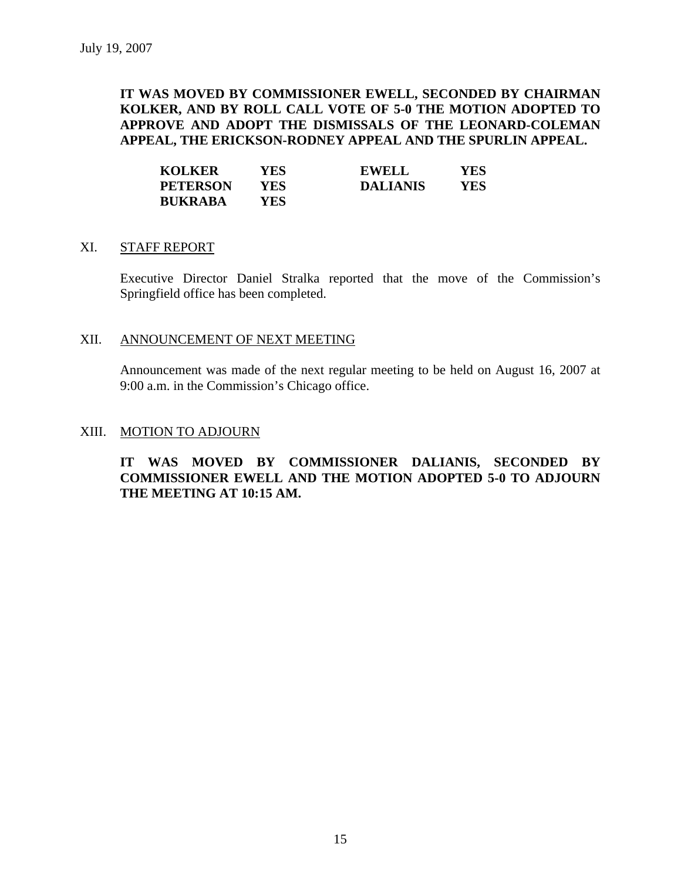**IT WAS MOVED BY COMMISSIONER EWELL, SECONDED BY CHAIRMAN KOLKER, AND BY ROLL CALL VOTE OF 5-0 THE MOTION ADOPTED TO APPROVE AND ADOPT THE DISMISSALS OF THE LEONARD-COLEMAN APPEAL, THE ERICKSON-RODNEY APPEAL AND THE SPURLIN APPEAL.**

| | | | |
|---|---|---|---|
| **KOLKER** | **YES** | **EWELL** | **YES** |
| **PETERSON** | **YES** | **DALIANIS** | **YES** |
| **BUKRABA** | **YES** | | |

## XI. STAFF REPORT

Executive Director Daniel Stralka reported that the move of the Commission's Springfield office has been completed.

## XII. ANNOUNCEMENT OF NEXT MEETING

Announcement was made of the next regular meeting to be held on August 16, 2007 at 9:00 a.m. in the Commission's Chicago office.

## XIII. MOTION TO ADJOURN

**IT WAS MOVED BY COMMISSIONER DALIANIS, SECONDED BY COMMISSIONER EWELL AND THE MOTION ADOPTED 5-0 TO ADJOURN THE MEETING AT 10:15 AM.**